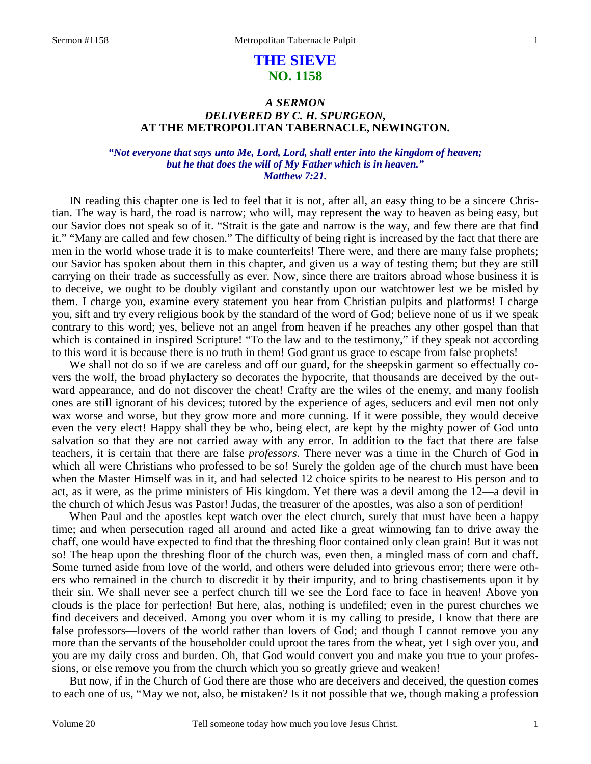# THE SIEVE
## NO. 1158

### *A SERMON*
### *DELIVERED BY C. H. SPURGEON,*
### AT THE METROPOLITAN TABERNACLE, NEWINGTON.

***"Not everyone that says unto Me, Lord, Lord, shall enter into the kingdom of heaven; but he that does the will of My Father which is in heaven." Matthew 7:21.***

IN reading this chapter one is led to feel that it is not, after all, an easy thing to be a sincere Christian. The way is hard, the road is narrow; who will, may represent the way to heaven as being easy, but our Savior does not speak so of it. "Strait is the gate and narrow is the way, and few there are that find it." "Many are called and few chosen." The difficulty of being right is increased by the fact that there are men in the world whose trade it is to make counterfeits! There were, and there are many false prophets; our Savior has spoken about them in this chapter, and given us a way of testing them; but they are still carrying on their trade as successfully as ever. Now, since there are traitors abroad whose business it is to deceive, we ought to be doubly vigilant and constantly upon our watchtower lest we be misled by them. I charge you, examine every statement you hear from Christian pulpits and platforms! I charge you, sift and try every religious book by the standard of the word of God; believe none of us if we speak contrary to this word; yes, believe not an angel from heaven if he preaches any other gospel than that which is contained in inspired Scripture! "To the law and to the testimony," if they speak not according to this word it is because there is no truth in them! God grant us grace to escape from false prophets!

We shall not do so if we are careless and off our guard, for the sheepskin garment so effectually covers the wolf, the broad phylactery so decorates the hypocrite, that thousands are deceived by the outward appearance, and do not discover the cheat! Crafty are the wiles of the enemy, and many foolish ones are still ignorant of his devices; tutored by the experience of ages, seducers and evil men not only wax worse and worse, but they grow more and more cunning. If it were possible, they would deceive even the very elect! Happy shall they be who, being elect, are kept by the mighty power of God unto salvation so that they are not carried away with any error. In addition to the fact that there are false teachers, it is certain that there are false *professors*. There never was a time in the Church of God in which all were Christians who professed to be so! Surely the golden age of the church must have been when the Master Himself was in it, and had selected 12 choice spirits to be nearest to His person and to act, as it were, as the prime ministers of His kingdom. Yet there was a devil among the 12—a devil in the church of which Jesus was Pastor! Judas, the treasurer of the apostles, was also a son of perdition!

When Paul and the apostles kept watch over the elect church, surely that must have been a happy time; and when persecution raged all around and acted like a great winnowing fan to drive away the chaff, one would have expected to find that the threshing floor contained only clean grain! But it was not so! The heap upon the threshing floor of the church was, even then, a mingled mass of corn and chaff. Some turned aside from love of the world, and others were deluded into grievous error; there were others who remained in the church to discredit it by their impurity, and to bring chastisements upon it by their sin. We shall never see a perfect church till we see the Lord face to face in heaven! Above yon clouds is the place for perfection! But here, alas, nothing is undefiled; even in the purest churches we find deceivers and deceived. Among you over whom it is my calling to preside, I know that there are false professors—lovers of the world rather than lovers of God; and though I cannot remove you any more than the servants of the householder could uproot the tares from the wheat, yet I sigh over you, and you are my daily cross and burden. Oh, that God would convert you and make you true to your professions, or else remove you from the church which you so greatly grieve and weaken!

But now, if in the Church of God there are those who are deceivers and deceived, the question comes to each one of us, "May we not, also, be mistaken? Is it not possible that we, though making a profession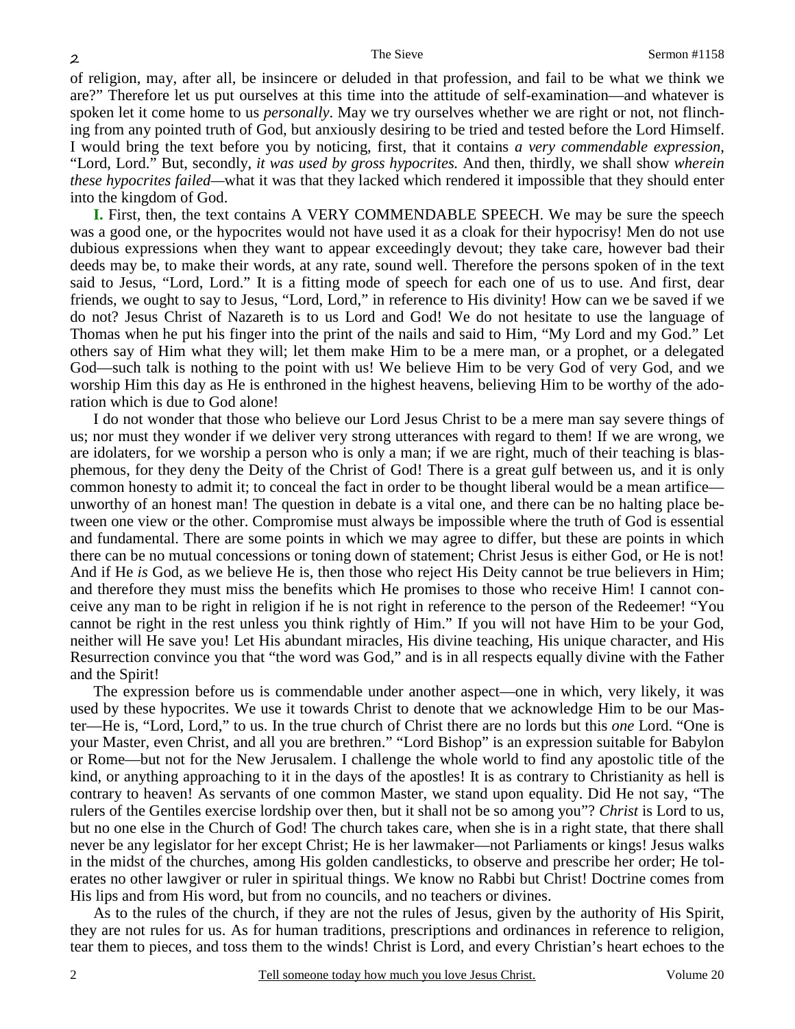of religion, may, after all, be insincere or deluded in that profession, and fail to be what we think we are?" Therefore let us put ourselves at this time into the attitude of self-examination—and whatever is spoken let it come home to us *personally*. May we try ourselves whether we are right or not, not flinching from any pointed truth of God, but anxiously desiring to be tried and tested before the Lord Himself. I would bring the text before you by noticing, first, that it contains *a very commendable expression*, "Lord, Lord." But, secondly, *it was used by gross hypocrites.* And then, thirdly, we shall show *wherein these hypocrites failed*—what it was that they lacked which rendered it impossible that they should enter into the kingdom of God.

**I.** First, then, the text contains A VERY COMMENDABLE SPEECH. We may be sure the speech was a good one, or the hypocrites would not have used it as a cloak for their hypocrisy! Men do not use dubious expressions when they want to appear exceedingly devout; they take care, however bad their deeds may be, to make their words, at any rate, sound well. Therefore the persons spoken of in the text said to Jesus, "Lord, Lord." It is a fitting mode of speech for each one of us to use. And first, dear friends, we ought to say to Jesus, "Lord, Lord," in reference to His divinity! How can we be saved if we do not? Jesus Christ of Nazareth is to us Lord and God! We do not hesitate to use the language of Thomas when he put his finger into the print of the nails and said to Him, "My Lord and my God." Let others say of Him what they will; let them make Him to be a mere man, or a prophet, or a delegated God—such talk is nothing to the point with us! We believe Him to be very God of very God, and we worship Him this day as He is enthroned in the highest heavens, believing Him to be worthy of the adoration which is due to God alone!

I do not wonder that those who believe our Lord Jesus Christ to be a mere man say severe things of us; nor must they wonder if we deliver very strong utterances with regard to them! If we are wrong, we are idolaters, for we worship a person who is only a man; if we are right, much of their teaching is blasphemous, for they deny the Deity of the Christ of God! There is a great gulf between us, and it is only common honesty to admit it; to conceal the fact in order to be thought liberal would be a mean artifice—unworthy of an honest man! The question in debate is a vital one, and there can be no halting place between one view or the other. Compromise must always be impossible where the truth of God is essential and fundamental. There are some points in which we may agree to differ, but these are points in which there can be no mutual concessions or toning down of statement; Christ Jesus is either God, or He is not! And if He *is* God, as we believe He is, then those who reject His Deity cannot be true believers in Him; and therefore they must miss the benefits which He promises to those who receive Him! I cannot conceive any man to be right in religion if he is not right in reference to the person of the Redeemer! "You cannot be right in the rest unless you think rightly of Him." If you will not have Him to be your God, neither will He save you! Let His abundant miracles, His divine teaching, His unique character, and His Resurrection convince you that "the word was God," and is in all respects equally divine with the Father and the Spirit!

The expression before us is commendable under another aspect—one in which, very likely, it was used by these hypocrites. We use it towards Christ to denote that we acknowledge Him to be our Master—He is, "Lord, Lord," to us. In the true church of Christ there are no lords but this *one* Lord. "One is your Master, even Christ, and all you are brethren." "Lord Bishop" is an expression suitable for Babylon or Rome—but not for the New Jerusalem. I challenge the whole world to find any apostolic title of the kind, or anything approaching to it in the days of the apostles! It is as contrary to Christianity as hell is contrary to heaven! As servants of one common Master, we stand upon equality. Did He not say, "The rulers of the Gentiles exercise lordship over then, but it shall not be so among you"? *Christ* is Lord to us, but no one else in the Church of God! The church takes care, when she is in a right state, that there shall never be any legislator for her except Christ; He is her lawmaker—not Parliaments or kings! Jesus walks in the midst of the churches, among His golden candlesticks, to observe and prescribe her order; He tolerates no other lawgiver or ruler in spiritual things. We know no Rabbi but Christ! Doctrine comes from His lips and from His word, but from no councils, and no teachers or divines.

As to the rules of the church, if they are not the rules of Jesus, given by the authority of His Spirit, they are not rules for us. As for human traditions, prescriptions and ordinances in reference to religion, tear them to pieces, and toss them to the winds! Christ is Lord, and every Christian's heart echoes to the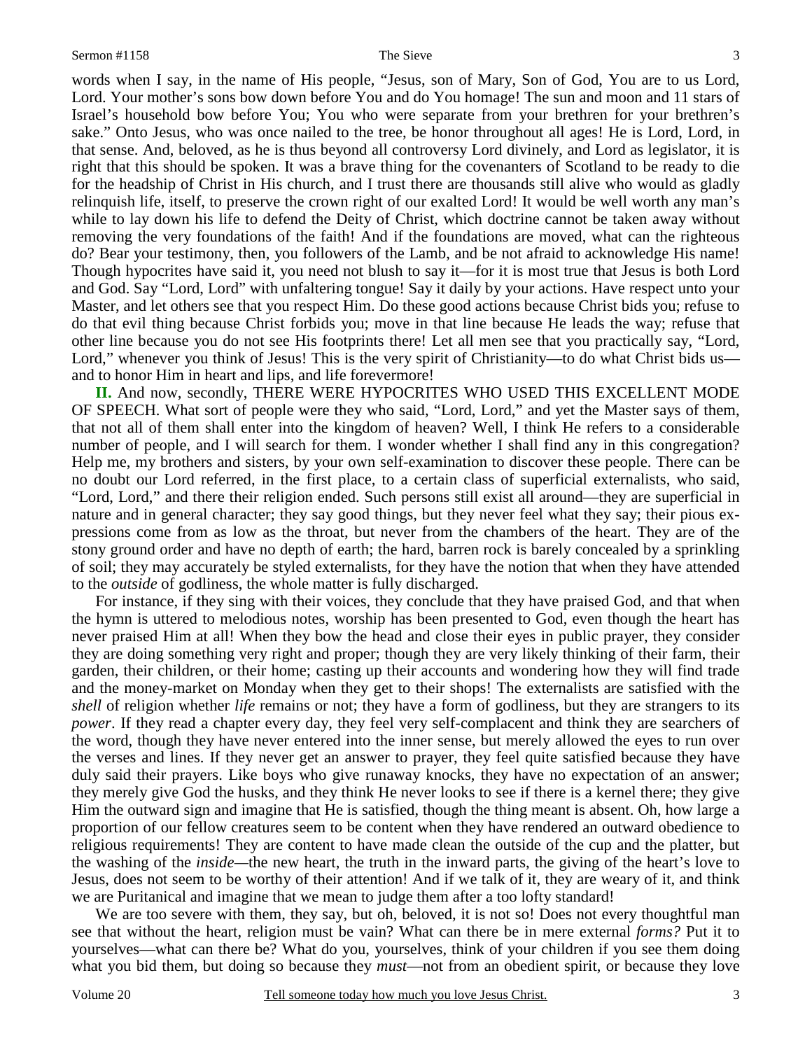words when I say, in the name of His people, "Jesus, son of Mary, Son of God, You are to us Lord, Lord. Your mother's sons bow down before You and do You homage! The sun and moon and 11 stars of Israel's household bow before You; You who were separate from your brethren for your brethren's sake." Onto Jesus, who was once nailed to the tree, be honor throughout all ages! He is Lord, Lord, in that sense. And, beloved, as he is thus beyond all controversy Lord divinely, and Lord as legislator, it is right that this should be spoken. It was a brave thing for the covenanters of Scotland to be ready to die for the headship of Christ in His church, and I trust there are thousands still alive who would as gladly relinquish life, itself, to preserve the crown right of our exalted Lord! It would be well worth any man's while to lay down his life to defend the Deity of Christ, which doctrine cannot be taken away without removing the very foundations of the faith! And if the foundations are moved, what can the righteous do? Bear your testimony, then, you followers of the Lamb, and be not afraid to acknowledge His name! Though hypocrites have said it, you need not blush to say it—for it is most true that Jesus is both Lord and God. Say "Lord, Lord" with unfaltering tongue! Say it daily by your actions. Have respect unto your Master, and let others see that you respect Him. Do these good actions because Christ bids you; refuse to do that evil thing because Christ forbids you; move in that line because He leads the way; refuse that other line because you do not see His footprints there! Let all men see that you practically say, "Lord, Lord," whenever you think of Jesus! This is the very spirit of Christianity—to do what Christ bids us—and to honor Him in heart and lips, and life forevermore!

**II.** And now, secondly, THERE WERE HYPOCRITES WHO USED THIS EXCELLENT MODE OF SPEECH. What sort of people were they who said, "Lord, Lord," and yet the Master says of them, that not all of them shall enter into the kingdom of heaven? Well, I think He refers to a considerable number of people, and I will search for them. I wonder whether I shall find any in this congregation? Help me, my brothers and sisters, by your own self-examination to discover these people. There can be no doubt our Lord referred, in the first place, to a certain class of superficial externalists, who said, "Lord, Lord," and there their religion ended. Such persons still exist all around—they are superficial in nature and in general character; they say good things, but they never feel what they say; their pious expressions come from as low as the throat, but never from the chambers of the heart. They are of the stony ground order and have no depth of earth; the hard, barren rock is barely concealed by a sprinkling of soil; they may accurately be styled externalists, for they have the notion that when they have attended to the *outside* of godliness, the whole matter is fully discharged.

For instance, if they sing with their voices, they conclude that they have praised God, and that when the hymn is uttered to melodious notes, worship has been presented to God, even though the heart has never praised Him at all! When they bow the head and close their eyes in public prayer, they consider they are doing something very right and proper; though they are very likely thinking of their farm, their garden, their children, or their home; casting up their accounts and wondering how they will find trade and the money-market on Monday when they get to their shops! The externalists are satisfied with the *shell* of religion whether *life* remains or not; they have a form of godliness, but they are strangers to its *power*. If they read a chapter every day, they feel very self-complacent and think they are searchers of the word, though they have never entered into the inner sense, but merely allowed the eyes to run over the verses and lines. If they never get an answer to prayer, they feel quite satisfied because they have duly said their prayers. Like boys who give runaway knocks, they have no expectation of an answer; they merely give God the husks, and they think He never looks to see if there is a kernel there; they give Him the outward sign and imagine that He is satisfied, though the thing meant is absent. Oh, how large a proportion of our fellow creatures seem to be content when they have rendered an outward obedience to religious requirements! They are content to have made clean the outside of the cup and the platter, but the washing of the *inside*—the new heart, the truth in the inward parts, the giving of the heart's love to Jesus, does not seem to be worthy of their attention! And if we talk of it, they are weary of it, and think we are Puritanical and imagine that we mean to judge them after a too lofty standard!

We are too severe with them, they say, but oh, beloved, it is not so! Does not every thoughtful man see that without the heart, religion must be vain? What can there be in mere external *forms?* Put it to yourselves—what can there be? What do you, yourselves, think of your children if you see them doing what you bid them, but doing so because they *must*—not from an obedient spirit, or because they love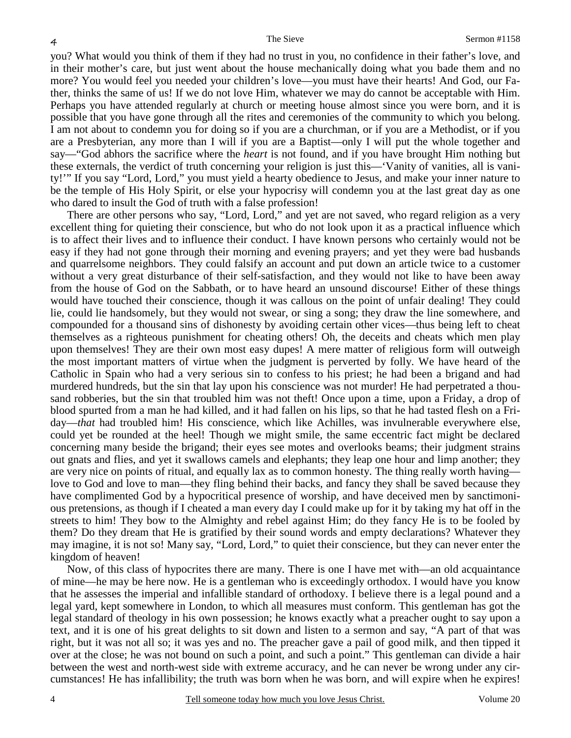you? What would you think of them if they had no trust in you, no confidence in their father's love, and in their mother's care, but just went about the house mechanically doing what you bade them and no more? You would feel you needed your children's love—you must have their hearts! And God, our Father, thinks the same of us! If we do not love Him, whatever we may do cannot be acceptable with Him. Perhaps you have attended regularly at church or meeting house almost since you were born, and it is possible that you have gone through all the rites and ceremonies of the community to which you belong. I am not about to condemn you for doing so if you are a churchman, or if you are a Methodist, or if you are a Presbyterian, any more than I will if you are a Baptist—only I will put the whole together and say—"God abhors the sacrifice where the *heart* is not found, and if you have brought Him nothing but these externals, the verdict of truth concerning your religion is just this—'Vanity of vanities, all is vanity!'" If you say "Lord, Lord," you must yield a hearty obedience to Jesus, and make your inner nature to be the temple of His Holy Spirit, or else your hypocrisy will condemn you at the last great day as one who dared to insult the God of truth with a false profession!

There are other persons who say, "Lord, Lord," and yet are not saved, who regard religion as a very excellent thing for quieting their conscience, but who do not look upon it as a practical influence which is to affect their lives and to influence their conduct. I have known persons who certainly would not be easy if they had not gone through their morning and evening prayers; and yet they were bad husbands and quarrelsome neighbors. They could falsify an account and put down an article twice to a customer without a very great disturbance of their self-satisfaction, and they would not like to have been away from the house of God on the Sabbath, or to have heard an unsound discourse! Either of these things would have touched their conscience, though it was callous on the point of unfair dealing! They could lie, could lie handsomely, but they would not swear, or sing a song; they draw the line somewhere, and compounded for a thousand sins of dishonesty by avoiding certain other vices—thus being left to cheat themselves as a righteous punishment for cheating others! Oh, the deceits and cheats which men play upon themselves! They are their own most easy dupes! A mere matter of religious form will outweigh the most important matters of virtue when the judgment is perverted by folly. We have heard of the Catholic in Spain who had a very serious sin to confess to his priest; he had been a brigand and had murdered hundreds, but the sin that lay upon his conscience was not murder! He had perpetrated a thousand robberies, but the sin that troubled him was not theft! Once upon a time, upon a Friday, a drop of blood spurted from a man he had killed, and it had fallen on his lips, so that he had tasted flesh on a Friday—*that* had troubled him! His conscience, which like Achilles, was invulnerable everywhere else, could yet be rounded at the heel! Though we might smile, the same eccentric fact might be declared concerning many beside the brigand; their eyes see motes and overlooks beams; their judgment strains out gnats and flies, and yet it swallows camels and elephants; they leap one hour and limp another; they are very nice on points of ritual, and equally lax as to common honesty. The thing really worth having—love to God and love to man—they fling behind their backs, and fancy they shall be saved because they have complimented God by a hypocritical presence of worship, and have deceived men by sanctimonious pretensions, as though if I cheated a man every day I could make up for it by taking my hat off in the streets to him! They bow to the Almighty and rebel against Him; do they fancy He is to be fooled by them? Do they dream that He is gratified by their sound words and empty declarations? Whatever they may imagine, it is not so! Many say, "Lord, Lord," to quiet their conscience, but they can never enter the kingdom of heaven!

Now, of this class of hypocrites there are many. There is one I have met with—an old acquaintance of mine—he may be here now. He is a gentleman who is exceedingly orthodox. I would have you know that he assesses the imperial and infallible standard of orthodoxy. I believe there is a legal pound and a legal yard, kept somewhere in London, to which all measures must conform. This gentleman has got the legal standard of theology in his own possession; he knows exactly what a preacher ought to say upon a text, and it is one of his great delights to sit down and listen to a sermon and say, "A part of that was right, but it was not all so; it was yes and no. The preacher gave a pail of good milk, and then tipped it over at the close; he was not bound on such a point, and such a point." This gentleman can divide a hair between the west and north-west side with extreme accuracy, and he can never be wrong under any circumstances! He has infallibility; the truth was born when he was born, and will expire when he expires!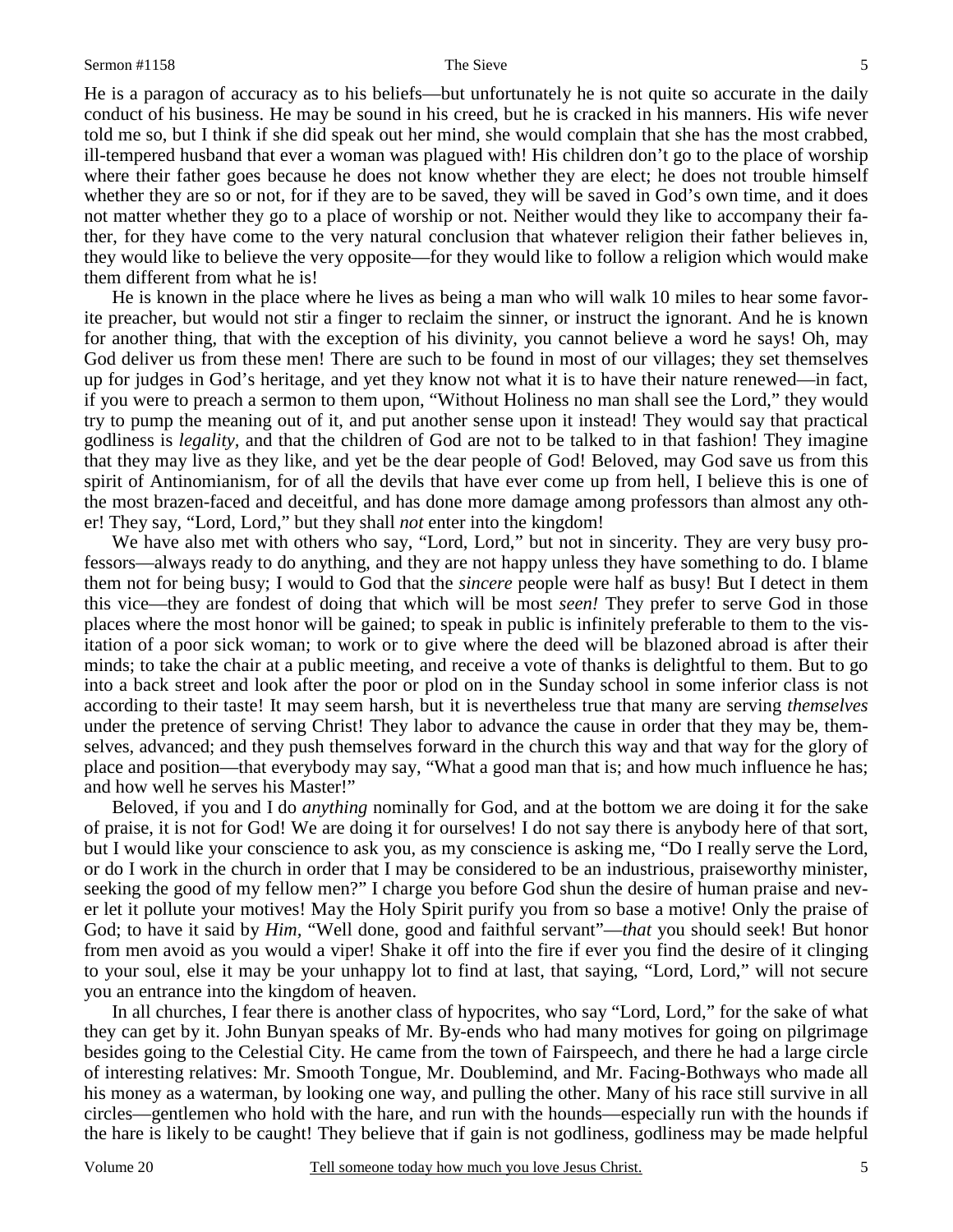He is a paragon of accuracy as to his beliefs—but unfortunately he is not quite so accurate in the daily conduct of his business. He may be sound in his creed, but he is cracked in his manners. His wife never told me so, but I think if she did speak out her mind, she would complain that she has the most crabbed, ill-tempered husband that ever a woman was plagued with! His children don't go to the place of worship where their father goes because he does not know whether they are elect; he does not trouble himself whether they are so or not, for if they are to be saved, they will be saved in God's own time, and it does not matter whether they go to a place of worship or not. Neither would they like to accompany their father, for they have come to the very natural conclusion that whatever religion their father believes in, they would like to believe the very opposite—for they would like to follow a religion which would make them different from what he is!

He is known in the place where he lives as being a man who will walk 10 miles to hear some favorite preacher, but would not stir a finger to reclaim the sinner, or instruct the ignorant. And he is known for another thing, that with the exception of his divinity, you cannot believe a word he says! Oh, may God deliver us from these men! There are such to be found in most of our villages; they set themselves up for judges in God's heritage, and yet they know not what it is to have their nature renewed—in fact, if you were to preach a sermon to them upon, "Without Holiness no man shall see the Lord," they would try to pump the meaning out of it, and put another sense upon it instead! They would say that practical godliness is *legality*, and that the children of God are not to be talked to in that fashion! They imagine that they may live as they like, and yet be the dear people of God! Beloved, may God save us from this spirit of Antinomianism, for of all the devils that have ever come up from hell, I believe this is one of the most brazen-faced and deceitful, and has done more damage among professors than almost any other! They say, "Lord, Lord," but they shall *not* enter into the kingdom!

We have also met with others who say, "Lord, Lord," but not in sincerity. They are very busy professors—always ready to do anything, and they are not happy unless they have something to do. I blame them not for being busy; I would to God that the *sincere* people were half as busy! But I detect in them this vice—they are fondest of doing that which will be most *seen!* They prefer to serve God in those places where the most honor will be gained; to speak in public is infinitely preferable to them to the visitation of a poor sick woman; to work or to give where the deed will be blazoned abroad is after their minds; to take the chair at a public meeting, and receive a vote of thanks is delightful to them. But to go into a back street and look after the poor or plod on in the Sunday school in some inferior class is not according to their taste! It may seem harsh, but it is nevertheless true that many are serving *themselves* under the pretence of serving Christ! They labor to advance the cause in order that they may be, themselves, advanced; and they push themselves forward in the church this way and that way for the glory of place and position—that everybody may say, "What a good man that is; and how much influence he has; and how well he serves his Master!"

Beloved, if you and I do *anything* nominally for God, and at the bottom we are doing it for the sake of praise, it is not for God! We are doing it for ourselves! I do not say there is anybody here of that sort, but I would like your conscience to ask you, as my conscience is asking me, "Do I really serve the Lord, or do I work in the church in order that I may be considered to be an industrious, praiseworthy minister, seeking the good of my fellow men?" I charge you before God shun the desire of human praise and never let it pollute your motives! May the Holy Spirit purify you from so base a motive! Only the praise of God; to have it said by *Him*, "Well done, good and faithful servant"—*that* you should seek! But honor from men avoid as you would a viper! Shake it off into the fire if ever you find the desire of it clinging to your soul, else it may be your unhappy lot to find at last, that saying, "Lord, Lord," will not secure you an entrance into the kingdom of heaven.

In all churches, I fear there is another class of hypocrites, who say "Lord, Lord," for the sake of what they can get by it. John Bunyan speaks of Mr. By-ends who had many motives for going on pilgrimage besides going to the Celestial City. He came from the town of Fairspeech, and there he had a large circle of interesting relatives: Mr. Smooth Tongue, Mr. Doublemind, and Mr. Facing-Bothways who made all his money as a waterman, by looking one way, and pulling the other. Many of his race still survive in all circles—gentlemen who hold with the hare, and run with the hounds—especially run with the hounds if the hare is likely to be caught! They believe that if gain is not godliness, godliness may be made helpful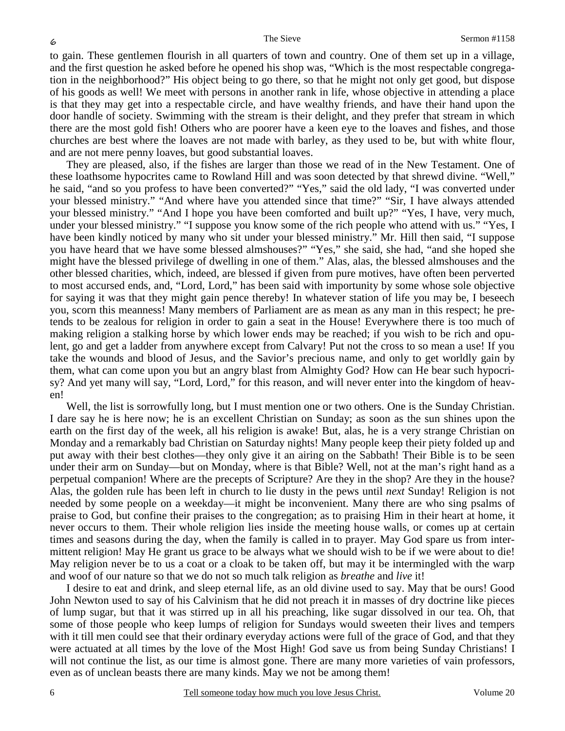to gain. These gentlemen flourish in all quarters of town and country. One of them set up in a village, and the first question he asked before he opened his shop was, "Which is the most respectable congregation in the neighborhood?" His object being to go there, so that he might not only get good, but dispose of his goods as well! We meet with persons in another rank in life, whose objective in attending a place is that they may get into a respectable circle, and have wealthy friends, and have their hand upon the door handle of society. Swimming with the stream is their delight, and they prefer that stream in which there are the most gold fish! Others who are poorer have a keen eye to the loaves and fishes, and those churches are best where the loaves are not made with barley, as they used to be, but with white flour, and are not mere penny loaves, but good substantial loaves.

They are pleased, also, if the fishes are larger than those we read of in the New Testament. One of these loathsome hypocrites came to Rowland Hill and was soon detected by that shrewd divine. "Well," he said, "and so you profess to have been converted?" "Yes," said the old lady, "I was converted under your blessed ministry." "And where have you attended since that time?" "Sir, I have always attended your blessed ministry." "And I hope you have been comforted and built up?" "Yes, I have, very much, under your blessed ministry." "I suppose you know some of the rich people who attend with us." "Yes, I have been kindly noticed by many who sit under your blessed ministry." Mr. Hill then said, "I suppose you have heard that we have some blessed almshouses?" "Yes," she said, she had, "and she hoped she might have the blessed privilege of dwelling in one of them." Alas, alas, the blessed almshouses and the other blessed charities, which, indeed, are blessed if given from pure motives, have often been perverted to most accursed ends, and, "Lord, Lord," has been said with importunity by some whose sole objective for saying it was that they might gain pence thereby! In whatever station of life you may be, I beseech you, scorn this meanness! Many members of Parliament are as mean as any man in this respect; he pretends to be zealous for religion in order to gain a seat in the House! Everywhere there is too much of making religion a stalking horse by which lower ends may be reached; if you wish to be rich and opulent, go and get a ladder from anywhere except from Calvary! Put not the cross to so mean a use! If you take the wounds and blood of Jesus, and the Savior's precious name, and only to get worldly gain by them, what can come upon you but an angry blast from Almighty God? How can He bear such hypocrisy? And yet many will say, "Lord, Lord," for this reason, and will never enter into the kingdom of heaven!

Well, the list is sorrowfully long, but I must mention one or two others. One is the Sunday Christian. I dare say he is here now; he is an excellent Christian on Sunday; as soon as the sun shines upon the earth on the first day of the week, all his religion is awake! But, alas, he is a very strange Christian on Monday and a remarkably bad Christian on Saturday nights! Many people keep their piety folded up and put away with their best clothes—they only give it an airing on the Sabbath! Their Bible is to be seen under their arm on Sunday—but on Monday, where is that Bible? Well, not at the man's right hand as a perpetual companion! Where are the precepts of Scripture? Are they in the shop? Are they in the house? Alas, the golden rule has been left in church to lie dusty in the pews until *next* Sunday! Religion is not needed by some people on a weekday—it might be inconvenient. Many there are who sing psalms of praise to God, but confine their praises to the congregation; as to praising Him in their heart at home, it never occurs to them. Their whole religion lies inside the meeting house walls, or comes up at certain times and seasons during the day, when the family is called in to prayer. May God spare us from intermittent religion! May He grant us grace to be always what we should wish to be if we were about to die! May religion never be to us a coat or a cloak to be taken off, but may it be intermingled with the warp and woof of our nature so that we do not so much talk religion as *breathe* and *live* it!

I desire to eat and drink, and sleep eternal life, as an old divine used to say. May that be ours! Good John Newton used to say of his Calvinism that he did not preach it in masses of dry doctrine like pieces of lump sugar, but that it was stirred up in all his preaching, like sugar dissolved in our tea. Oh, that some of those people who keep lumps of religion for Sundays would sweeten their lives and tempers with it till men could see that their ordinary everyday actions were full of the grace of God, and that they were actuated at all times by the love of the Most High! God save us from being Sunday Christians! I will not continue the list, as our time is almost gone. There are many more varieties of vain professors, even as of unclean beasts there are many kinds. May we not be among them!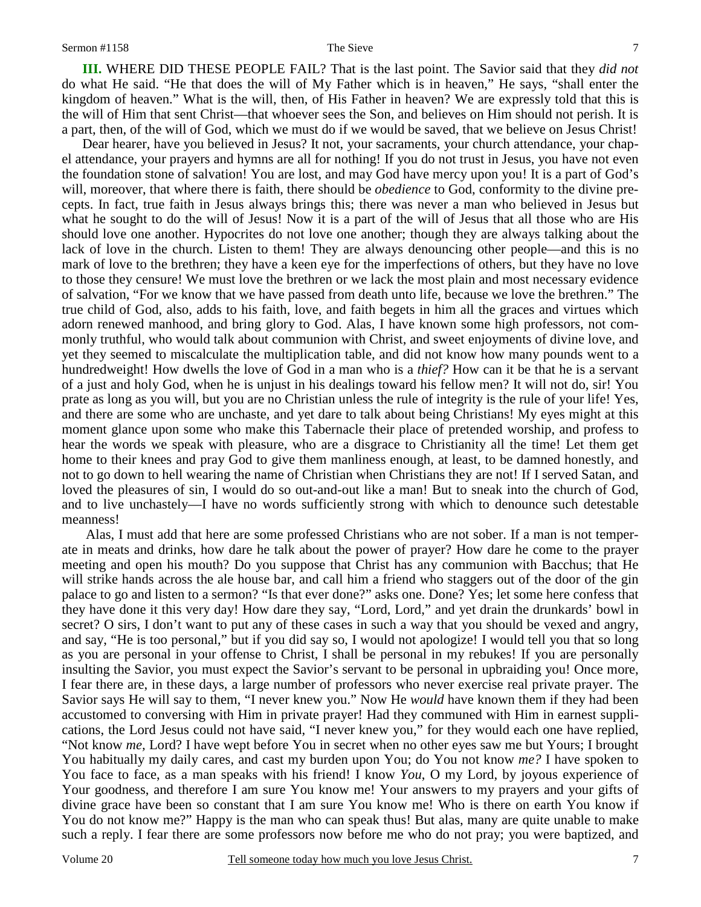**III.** WHERE DID THESE PEOPLE FAIL? That is the last point. The Savior said that they *did not* do what He said. "He that does the will of My Father which is in heaven," He says, "shall enter the kingdom of heaven." What is the will, then, of His Father in heaven? We are expressly told that this is the will of Him that sent Christ—that whoever sees the Son, and believes on Him should not perish. It is a part, then, of the will of God, which we must do if we would be saved, that we believe on Jesus Christ!

Dear hearer, have you believed in Jesus? It not, your sacraments, your church attendance, your chapel attendance, your prayers and hymns are all for nothing! If you do not trust in Jesus, you have not even the foundation stone of salvation! You are lost, and may God have mercy upon you! It is a part of God's will, moreover, that where there is faith, there should be *obedience* to God, conformity to the divine precepts. In fact, true faith in Jesus always brings this; there was never a man who believed in Jesus but what he sought to do the will of Jesus! Now it is a part of the will of Jesus that all those who are His should love one another. Hypocrites do not love one another; though they are always talking about the lack of love in the church. Listen to them! They are always denouncing other people—and this is no mark of love to the brethren; they have a keen eye for the imperfections of others, but they have no love to those they censure! We must love the brethren or we lack the most plain and most necessary evidence of salvation, "For we know that we have passed from death unto life, because we love the brethren." The true child of God, also, adds to his faith, love, and faith begets in him all the graces and virtues which adorn renewed manhood, and bring glory to God. Alas, I have known some high professors, not commonly truthful, who would talk about communion with Christ, and sweet enjoyments of divine love, and yet they seemed to miscalculate the multiplication table, and did not know how many pounds went to a hundredweight! How dwells the love of God in a man who is a *thief?* How can it be that he is a servant of a just and holy God, when he is unjust in his dealings toward his fellow men? It will not do, sir! You prate as long as you will, but you are no Christian unless the rule of integrity is the rule of your life! Yes, and there are some who are unchaste, and yet dare to talk about being Christians! My eyes might at this moment glance upon some who make this Tabernacle their place of pretended worship, and profess to hear the words we speak with pleasure, who are a disgrace to Christianity all the time! Let them get home to their knees and pray God to give them manliness enough, at least, to be damned honestly, and not to go down to hell wearing the name of Christian when Christians they are not! If I served Satan, and loved the pleasures of sin, I would do so out-and-out like a man! But to sneak into the church of God, and to live unchastely—I have no words sufficiently strong with which to denounce such detestable meanness!

Alas, I must add that here are some professed Christians who are not sober. If a man is not temperate in meats and drinks, how dare he talk about the power of prayer? How dare he come to the prayer meeting and open his mouth? Do you suppose that Christ has any communion with Bacchus; that He will strike hands across the ale house bar, and call him a friend who staggers out of the door of the gin palace to go and listen to a sermon? "Is that ever done?" asks one. Done? Yes; let some here confess that they have done it this very day! How dare they say, "Lord, Lord," and yet drain the drunkards' bowl in secret? O sirs, I don't want to put any of these cases in such a way that you should be vexed and angry, and say, "He is too personal," but if you did say so, I would not apologize! I would tell you that so long as you are personal in your offense to Christ, I shall be personal in my rebukes! If you are personally insulting the Savior, you must expect the Savior's servant to be personal in upbraiding you! Once more, I fear there are, in these days, a large number of professors who never exercise real private prayer. The Savior says He will say to them, "I never knew you." Now He *would* have known them if they had been accustomed to conversing with Him in private prayer! Had they communed with Him in earnest supplications, the Lord Jesus could not have said, "I never knew you," for they would each one have replied, "Not know *me*, Lord? I have wept before You in secret when no other eyes saw me but Yours; I brought You habitually my daily cares, and cast my burden upon You; do You not know *me?* I have spoken to You face to face, as a man speaks with his friend! I know *You*, O my Lord, by joyous experience of Your goodness, and therefore I am sure You know me! Your answers to my prayers and your gifts of divine grace have been so constant that I am sure You know me! Who is there on earth You know if You do not know me?" Happy is the man who can speak thus! But alas, many are quite unable to make such a reply. I fear there are some professors now before me who do not pray; you were baptized, and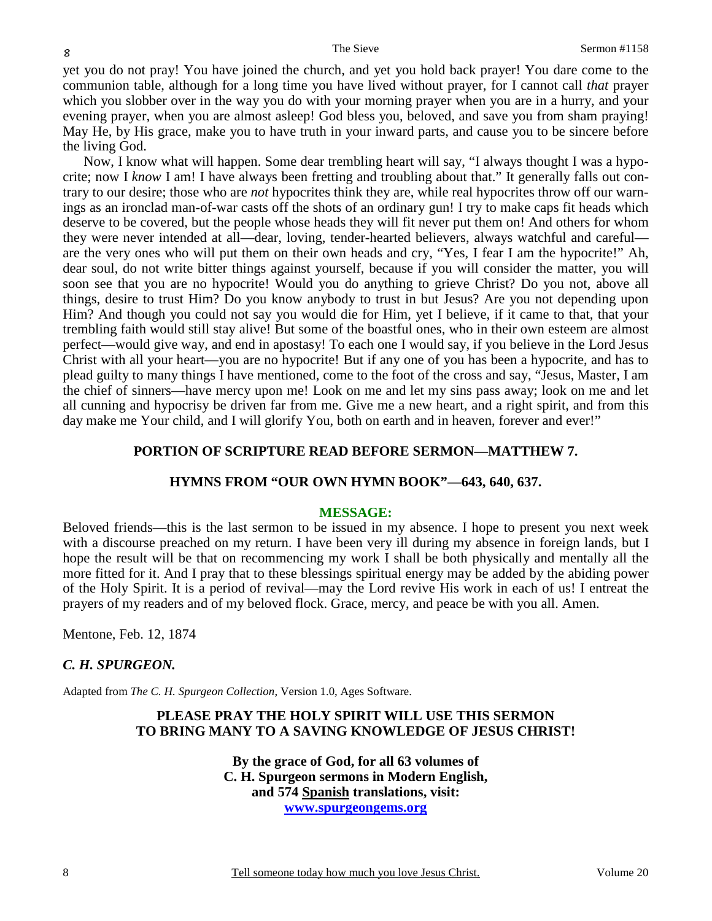yet you do not pray! You have joined the church, and yet you hold back prayer! You dare come to the communion table, although for a long time you have lived without prayer, for I cannot call *that* prayer which you slobber over in the way you do with your morning prayer when you are in a hurry, and your evening prayer, when you are almost asleep! God bless you, beloved, and save you from sham praying! May He, by His grace, make you to have truth in your inward parts, and cause you to be sincere before the living God.

Now, I know what will happen. Some dear trembling heart will say, "I always thought I was a hypocrite; now I *know* I am! I have always been fretting and troubling about that." It generally falls out contrary to our desire; those who are *not* hypocrites think they are, while real hypocrites throw off our warnings as an ironclad man-of-war casts off the shots of an ordinary gun! I try to make caps fit heads which deserve to be covered, but the people whose heads they will fit never put them on! And others for whom they were never intended at all—dear, loving, tender-hearted believers, always watchful and careful—are the very ones who will put them on their own heads and cry, "Yes, I fear I am the hypocrite!" Ah, dear soul, do not write bitter things against yourself, because if you will consider the matter, you will soon see that you are no hypocrite! Would you do anything to grieve Christ? Do you not, above all things, desire to trust Him? Do you know anybody to trust in but Jesus? Are you not depending upon Him? And though you could not say you would die for Him, yet I believe, if it came to that, that your trembling faith would still stay alive! But some of the boastful ones, who in their own esteem are almost perfect—would give way, and end in apostasy! To each one I would say, if you believe in the Lord Jesus Christ with all your heart—you are no hypocrite! But if any one of you has been a hypocrite, and has to plead guilty to many things I have mentioned, come to the foot of the cross and say, "Jesus, Master, I am the chief of sinners—have mercy upon me! Look on me and let my sins pass away; look on me and let all cunning and hypocrisy be driven far from me. Give me a new heart, and a right spirit, and from this day make me Your child, and I will glorify You, both on earth and in heaven, forever and ever!"

**PORTION OF SCRIPTURE READ BEFORE SERMON—MATTHEW 7.**

**HYMNS FROM "OUR OWN HYMN BOOK"—643, 640, 637.**

**MESSAGE:**

Beloved friends—this is the last sermon to be issued in my absence. I hope to present you next week with a discourse preached on my return. I have been very ill during my absence in foreign lands, but I hope the result will be that on recommencing my work I shall be both physically and mentally all the more fitted for it. And I pray that to these blessings spiritual energy may be added by the abiding power of the Holy Spirit. It is a period of revival—may the Lord revive His work in each of us! I entreat the prayers of my readers and of my beloved flock. Grace, mercy, and peace be with you all. Amen.

Mentone, Feb. 12, 1874

***C. H. SPURGEON.***

Adapted from *The C. H. Spurgeon Collection*, Version 1.0, Ages Software.

**PLEASE PRAY THE HOLY SPIRIT WILL USE THIS SERMON TO BRING MANY TO A SAVING KNOWLEDGE OF JESUS CHRIST!**

**By the grace of God, for all 63 volumes of C. H. Spurgeon sermons in Modern English, and 574 Spanish translations, visit: www.spurgeongems.org**